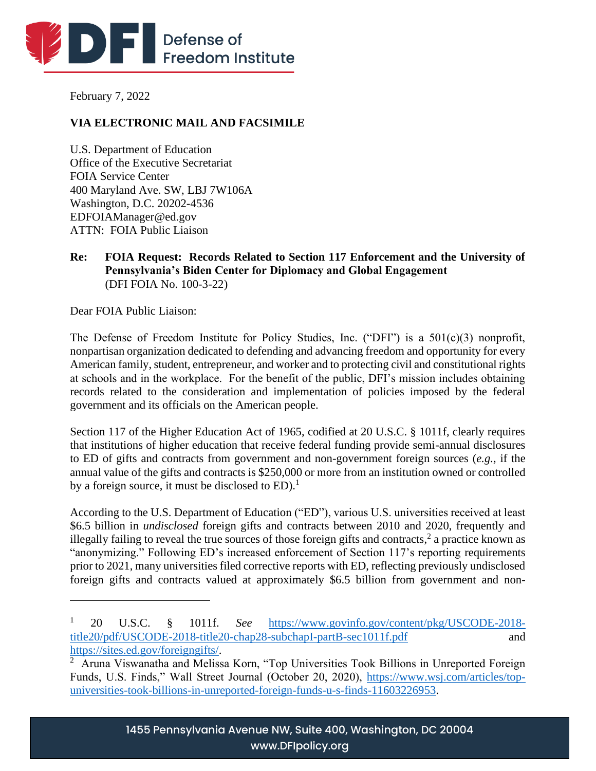**DFI** Defense of Freedom Institute

February 7, 2022

**VIA ELECTRONIC MAIL AND FACSIMILE**

U.S. Department of Education  
Office of the Executive Secretariat  
FOIA Service Center  
400 Maryland Ave. SW, LBJ 7W106A  
Washington, D.C. 20202-4536  
EDFOIAManager@ed.gov  
ATTN: FOIA Public Liaison

**Re: FOIA Request: Records Related to Section 117 Enforcement and the University of Pennsylvania's Biden Center for Diplomacy and Global Engagement**  
(DFI FOIA No. 100-3-22)

Dear FOIA Public Liaison:

The Defense of Freedom Institute for Policy Studies, Inc. ("DFI") is a 501(c)(3) nonprofit, nonpartisan organization dedicated to defending and advancing freedom and opportunity for every American family, student, entrepreneur, and worker and to protecting civil and constitutional rights at schools and in the workplace. For the benefit of the public, DFI's mission includes obtaining records related to the consideration and implementation of policies imposed by the federal government and its officials on the American people.

Section 117 of the Higher Education Act of 1965, codified at 20 U.S.C. § 1011f, clearly requires that institutions of higher education that receive federal funding provide semi-annual disclosures to ED of gifts and contracts from government and non-government foreign sources (*e.g.,* if the annual value of the gifts and contracts is $250,000 or more from an institution owned or controlled by a foreign source, it must be disclosed to ED).[1]

According to the U.S. Department of Education ("ED"), various U.S. universities received at least $6.5 billion in *undisclosed* foreign gifts and contracts between 2010 and 2020, frequently and illegally failing to reveal the true sources of those foreign gifts and contracts,[2] a practice known as "anonymizing." Following ED's increased enforcement of Section 117's reporting requirements prior to 2021, many universities filed corrective reports with ED, reflecting previously undisclosed foreign gifts and contracts valued at approximately $6.5 billion from government and non-

---

[1] 20 U.S.C. § 1011f. *See* https://www.govinfo.gov/content/pkg/USCODE-2018-title20/pdf/USCODE-2018-title20-chap28-subchapI-partB-sec1011f.pdf and https://sites.ed.gov/foreigngifts/.

[2] Aruna Viswanatha and Melissa Korn, "Top Universities Took Billions in Unreported Foreign Funds, U.S. Finds," Wall Street Journal (October 20, 2020), https://www.wsj.com/articles/top-universities-took-billions-in-unreported-foreign-funds-u-s-finds-11603226953.

1455 Pennsylvania Avenue NW, Suite 400, Washington, DC 20004  
www.DFIpolicy.org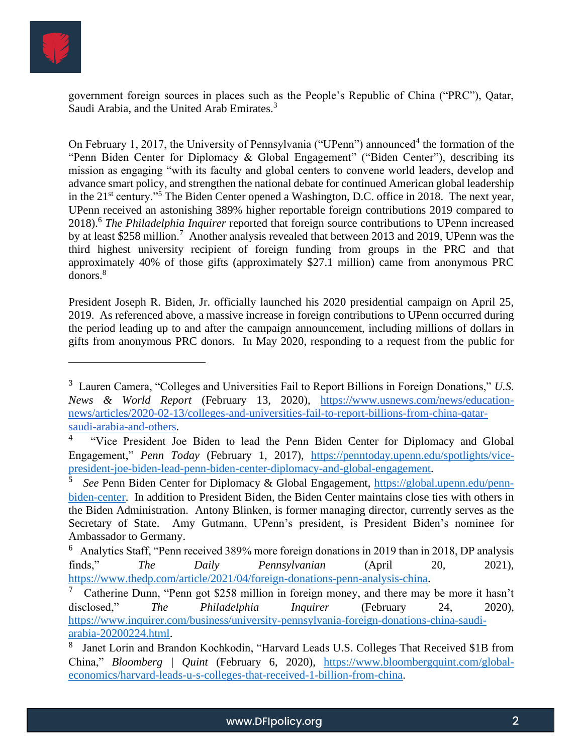government foreign sources in places such as the People's Republic of China ("PRC"), Qatar, Saudi Arabia, and the United Arab Emirates.[3]

On February 1, 2017, the University of Pennsylvania ("UPenn") announced[4] the formation of the "Penn Biden Center for Diplomacy & Global Engagement" ("Biden Center"), describing its mission as engaging "with its faculty and global centers to convene world leaders, develop and advance smart policy, and strengthen the national debate for continued American global leadership in the 21st century."[5] The Biden Center opened a Washington, D.C. office in 2018. The next year, UPenn received an astonishing 389% higher reportable foreign contributions 2019 compared to 2018).[6] *The Philadelphia Inquirer* reported that foreign source contributions to UPenn increased by at least $258 million.[7] Another analysis revealed that between 2013 and 2019, UPenn was the third highest university recipient of foreign funding from groups in the PRC and that approximately 40% of those gifts (approximately $27.1 million) came from anonymous PRC donors.[8]

President Joseph R. Biden, Jr. officially launched his 2020 presidential campaign on April 25, 2019. As referenced above, a massive increase in foreign contributions to UPenn occurred during the period leading up to and after the campaign announcement, including millions of dollars in gifts from anonymous PRC donors. In May 2020, responding to a request from the public for

---

[3] Lauren Camera, "Colleges and Universities Fail to Report Billions in Foreign Donations," *U.S. News & World Report* (February 13, 2020), https://www.usnews.com/news/education-news/articles/2020-02-13/colleges-and-universities-fail-to-report-billions-from-china-qatar-saudi-arabia-and-others.

[4] "Vice President Joe Biden to lead the Penn Biden Center for Diplomacy and Global Engagement," *Penn Today* (February 1, 2017), https://penntoday.upenn.edu/spotlights/vice-president-joe-biden-lead-penn-biden-center-diplomacy-and-global-engagement.

[5] *See* Penn Biden Center for Diplomacy & Global Engagement, https://global.upenn.edu/penn-biden-center. In addition to President Biden, the Biden Center maintains close ties with others in the Biden Administration. Antony Blinken, is former managing director, currently serves as the Secretary of State. Amy Gutmann, UPenn's president, is President Biden's nominee for Ambassador to Germany.

[6] Analytics Staff, "Penn received 389% more foreign donations in 2019 than in 2018, DP analysis finds," *The Daily Pennsylvanian* (April 20, 2021), https://www.thedp.com/article/2021/04/foreign-donations-penn-analysis-china.

[7] Catherine Dunn, "Penn got $258 million in foreign money, and there may be more it hasn't disclosed," *The Philadelphia Inquirer* (February 24, 2020), https://www.inquirer.com/business/university-pennsylvania-foreign-donations-china-saudi-arabia-20200224.html.

[8] Janet Lorin and Brandon Kochkodin, "Harvard Leads U.S. Colleges That Received $1B from China," *Bloomberg | Quint* (February 6, 2020), https://www.bloombergquint.com/global-economics/harvard-leads-u-s-colleges-that-received-1-billion-from-china.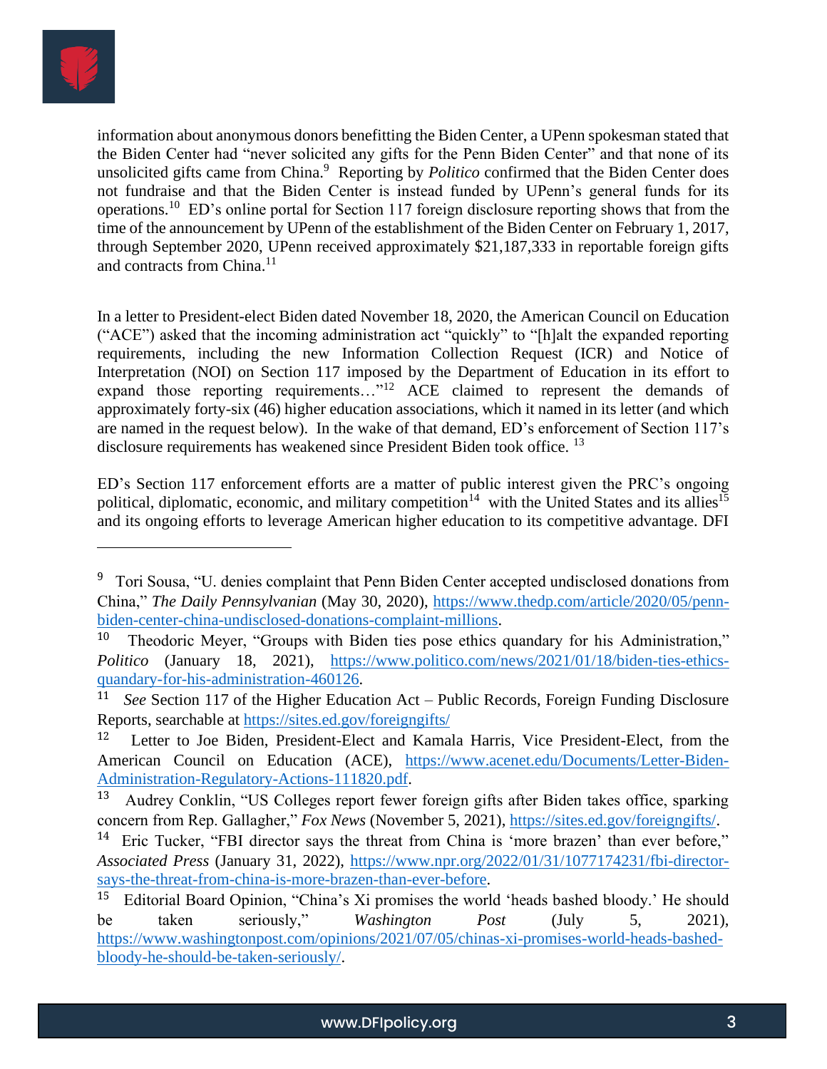information about anonymous donors benefitting the Biden Center, a UPenn spokesman stated that the Biden Center had "never solicited any gifts for the Penn Biden Center" and that none of its unsolicited gifts came from China.[9] Reporting by *Politico* confirmed that the Biden Center does not fundraise and that the Biden Center is instead funded by UPenn's general funds for its operations.[10] ED's online portal for Section 117 foreign disclosure reporting shows that from the time of the announcement by UPenn of the establishment of the Biden Center on February 1, 2017, through September 2020, UPenn received approximately $21,187,333 in reportable foreign gifts and contracts from China.[11]

In a letter to President-elect Biden dated November 18, 2020, the American Council on Education ("ACE") asked that the incoming administration act "quickly" to "[h]alt the expanded reporting requirements, including the new Information Collection Request (ICR) and Notice of Interpretation (NOI) on Section 117 imposed by the Department of Education in its effort to expand those reporting requirements…"[12] ACE claimed to represent the demands of approximately forty-six (46) higher education associations, which it named in its letter (and which are named in the request below). In the wake of that demand, ED's enforcement of Section 117's disclosure requirements has weakened since President Biden took office.[13]

ED's Section 117 enforcement efforts are a matter of public interest given the PRC's ongoing political, diplomatic, economic, and military competition[14] with the United States and its allies[15] and its ongoing efforts to leverage American higher education to its competitive advantage. DFI

---

[9] Tori Sousa, "U. denies complaint that Penn Biden Center accepted undisclosed donations from China," *The Daily Pennsylvanian* (May 30, 2020), https://www.thedp.com/article/2020/05/penn-biden-center-china-undisclosed-donations-complaint-millions.

[10] Theodoric Meyer, "Groups with Biden ties pose ethics quandary for his Administration," *Politico* (January 18, 2021), https://www.politico.com/news/2021/01/18/biden-ties-ethics-quandary-for-his-administration-460126.

[11] *See* Section 117 of the Higher Education Act – Public Records, Foreign Funding Disclosure Reports, searchable at https://sites.ed.gov/foreigngifts/

[12] Letter to Joe Biden, President-Elect and Kamala Harris, Vice President-Elect, from the American Council on Education (ACE), https://www.acenet.edu/Documents/Letter-Biden-Administration-Regulatory-Actions-111820.pdf.

[13] Audrey Conklin, "US Colleges report fewer foreign gifts after Biden takes office, sparking concern from Rep. Gallagher," *Fox News* (November 5, 2021), https://sites.ed.gov/foreigngifts/.

[14] Eric Tucker, "FBI director says the threat from China is 'more brazen' than ever before," *Associated Press* (January 31, 2022), https://www.npr.org/2022/01/31/1077174231/fbi-director-says-the-threat-from-china-is-more-brazen-than-ever-before.

[15] Editorial Board Opinion, "China's Xi promises the world 'heads bashed bloody.' He should be taken seriously," *Washington Post* (July 5, 2021), https://www.washingtonpost.com/opinions/2021/07/05/chinas-xi-promises-world-heads-bashed-bloody-he-should-be-taken-seriously/.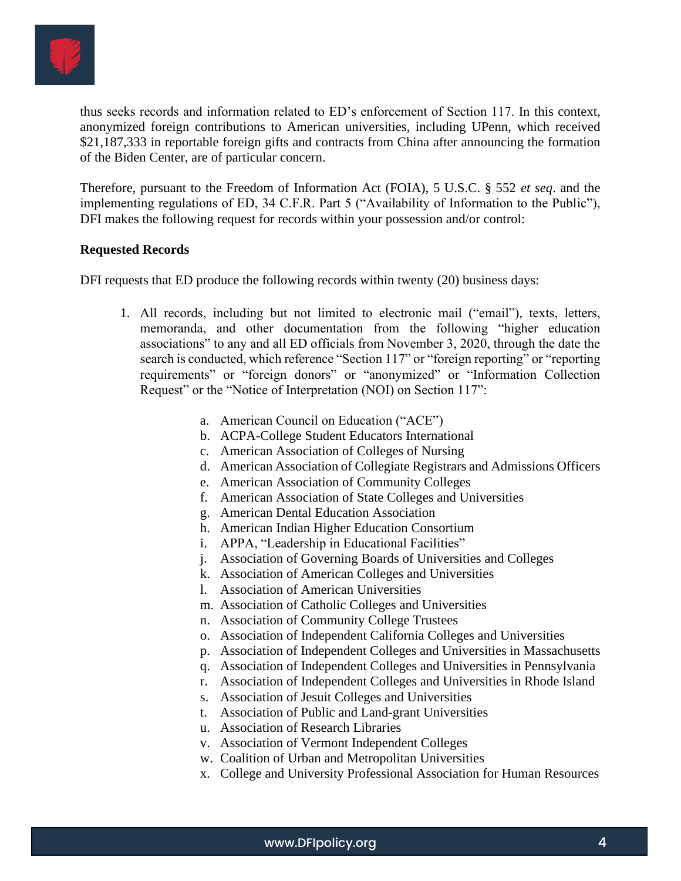thus seeks records and information related to ED's enforcement of Section 117. In this context, anonymized foreign contributions to American universities, including UPenn, which received $21,187,333 in reportable foreign gifts and contracts from China after announcing the formation of the Biden Center, are of particular concern.

Therefore, pursuant to the Freedom of Information Act (FOIA), 5 U.S.C. § 552 *et seq*. and the implementing regulations of ED, 34 C.F.R. Part 5 ("Availability of Information to the Public"), DFI makes the following request for records within your possession and/or control:

**Requested Records**

DFI requests that ED produce the following records within twenty (20) business days:

1. All records, including but not limited to electronic mail ("email"), texts, letters, memoranda, and other documentation from the following "higher education associations" to any and all ED officials from November 3, 2020, through the date the search is conducted, which reference "Section 117" or "foreign reporting" or "reporting requirements" or "foreign donors" or "anonymized" or "Information Collection Request" or the "Notice of Interpretation (NOI) on Section 117":

    a. American Council on Education ("ACE")
    b. ACPA-College Student Educators International
    c. American Association of Colleges of Nursing
    d. American Association of Collegiate Registrars and Admissions Officers
    e. American Association of Community Colleges
    f. American Association of State Colleges and Universities
    g. American Dental Education Association
    h. American Indian Higher Education Consortium
    i. APPA, "Leadership in Educational Facilities"
    j. Association of Governing Boards of Universities and Colleges
    k. Association of American Colleges and Universities
    l. Association of American Universities
    m. Association of Catholic Colleges and Universities
    n. Association of Community College Trustees
    o. Association of Independent California Colleges and Universities
    p. Association of Independent Colleges and Universities in Massachusetts
    q. Association of Independent Colleges and Universities in Pennsylvania
    r. Association of Independent Colleges and Universities in Rhode Island
    s. Association of Jesuit Colleges and Universities
    t. Association of Public and Land-grant Universities
    u. Association of Research Libraries
    v. Association of Vermont Independent Colleges
    w. Coalition of Urban and Metropolitan Universities
    x. College and University Professional Association for Human Resources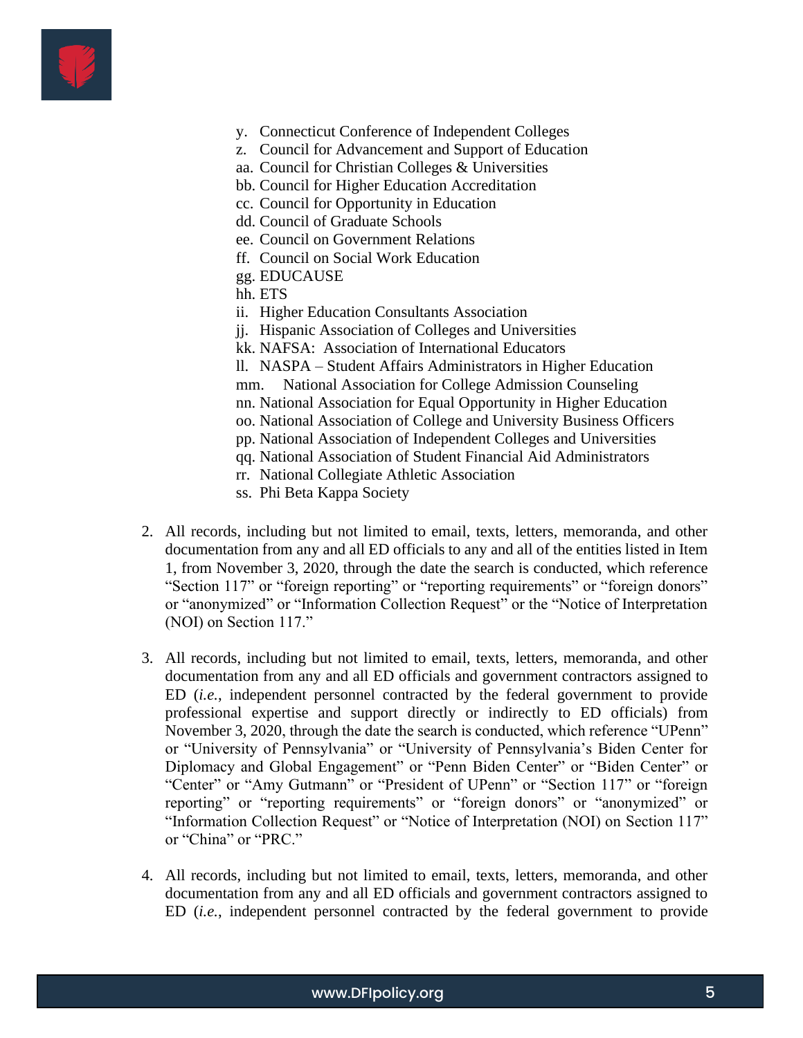y. Connecticut Conference of Independent Colleges
z. Council for Advancement and Support of Education
aa. Council for Christian Colleges & Universities
bb. Council for Higher Education Accreditation
cc. Council for Opportunity in Education
dd. Council of Graduate Schools
ee. Council on Government Relations
ff. Council on Social Work Education
gg. EDUCAUSE
hh. ETS
ii. Higher Education Consultants Association
jj. Hispanic Association of Colleges and Universities
kk. NAFSA: Association of International Educators
ll. NASPA – Student Affairs Administrators in Higher Education
mm. National Association for College Admission Counseling
nn. National Association for Equal Opportunity in Higher Education
oo. National Association of College and University Business Officers
pp. National Association of Independent Colleges and Universities
qq. National Association of Student Financial Aid Administrators
rr. National Collegiate Athletic Association
ss. Phi Beta Kappa Society

2. All records, including but not limited to email, texts, letters, memoranda, and other documentation from any and all ED officials to any and all of the entities listed in Item 1, from November 3, 2020, through the date the search is conducted, which reference "Section 117" or "foreign reporting" or "reporting requirements" or "foreign donors" or "anonymized" or "Information Collection Request" or the "Notice of Interpretation (NOI) on Section 117."

3. All records, including but not limited to email, texts, letters, memoranda, and other documentation from any and all ED officials and government contractors assigned to ED (*i.e.*, independent personnel contracted by the federal government to provide professional expertise and support directly or indirectly to ED officials) from November 3, 2020, through the date the search is conducted, which reference "UPenn" or "University of Pennsylvania" or "University of Pennsylvania's Biden Center for Diplomacy and Global Engagement" or "Penn Biden Center" or "Biden Center" or "Center" or "Amy Gutmann" or "President of UPenn" or "Section 117" or "foreign reporting" or "reporting requirements" or "foreign donors" or "anonymized" or "Information Collection Request" or "Notice of Interpretation (NOI) on Section 117" or "China" or "PRC."

4. All records, including but not limited to email, texts, letters, memoranda, and other documentation from any and all ED officials and government contractors assigned to ED (*i.e.*, independent personnel contracted by the federal government to provide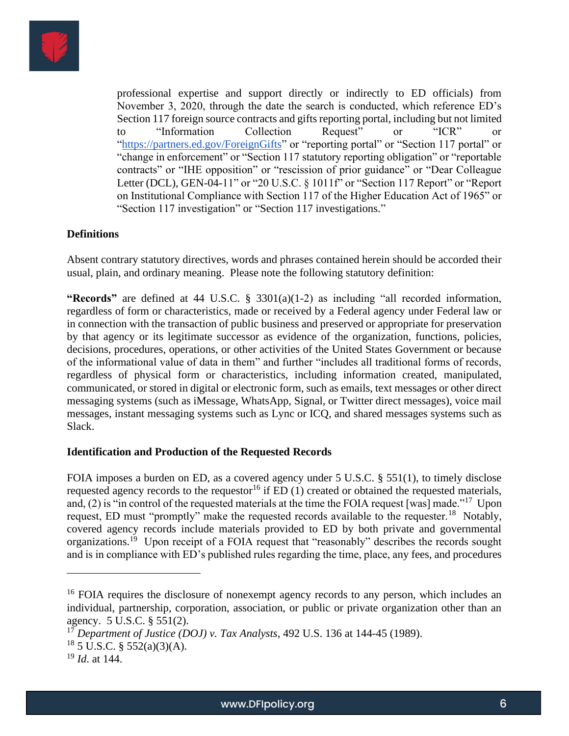professional expertise and support directly or indirectly to ED officials) from November 3, 2020, through the date the search is conducted, which reference ED's Section 117 foreign source contracts and gifts reporting portal, including but not limited to "Information Collection Request" or "ICR" or "https://partners.ed.gov/ForeignGifts" or "reporting portal" or "Section 117 portal" or "change in enforcement" or "Section 117 statutory reporting obligation" or "reportable contracts" or "IHE opposition" or "rescission of prior guidance" or "Dear Colleague Letter (DCL), GEN-04-11" or "20 U.S.C. § 1011f" or "Section 117 Report" or "Report on Institutional Compliance with Section 117 of the Higher Education Act of 1965" or "Section 117 investigation" or "Section 117 investigations."

**Definitions**

Absent contrary statutory directives, words and phrases contained herein should be accorded their usual, plain, and ordinary meaning. Please note the following statutory definition:

**"Records"** are defined at 44 U.S.C. § 3301(a)(1-2) as including "all recorded information, regardless of form or characteristics, made or received by a Federal agency under Federal law or in connection with the transaction of public business and preserved or appropriate for preservation by that agency or its legitimate successor as evidence of the organization, functions, policies, decisions, procedures, operations, or other activities of the United States Government or because of the informational value of data in them" and further "includes all traditional forms of records, regardless of physical form or characteristics, including information created, manipulated, communicated, or stored in digital or electronic form, such as emails, text messages or other direct messaging systems (such as iMessage, WhatsApp, Signal, or Twitter direct messages), voice mail messages, instant messaging systems such as Lync or ICQ, and shared messages systems such as Slack.

**Identification and Production of the Requested Records**

FOIA imposes a burden on ED, as a covered agency under 5 U.S.C. § 551(1), to timely disclose requested agency records to the requestor[16] if ED (1) created or obtained the requested materials, and, (2) is "in control of the requested materials at the time the FOIA request [was] made."[17] Upon request, ED must "promptly" make the requested records available to the requester.[18] Notably, covered agency records include materials provided to ED by both private and governmental organizations.[19] Upon receipt of a FOIA request that "reasonably" describes the records sought and is in compliance with ED's published rules regarding the time, place, any fees, and procedures

---

[16] FOIA requires the disclosure of nonexempt agency records to any person, which includes an individual, partnership, corporation, association, or public or private organization other than an agency. 5 U.S.C. § 551(2).

[17] *Department of Justice (DOJ) v. Tax Analysts*, 492 U.S. 136 at 144-45 (1989).

[18] 5 U.S.C. § 552(a)(3)(A).

[19] *Id*. at 144.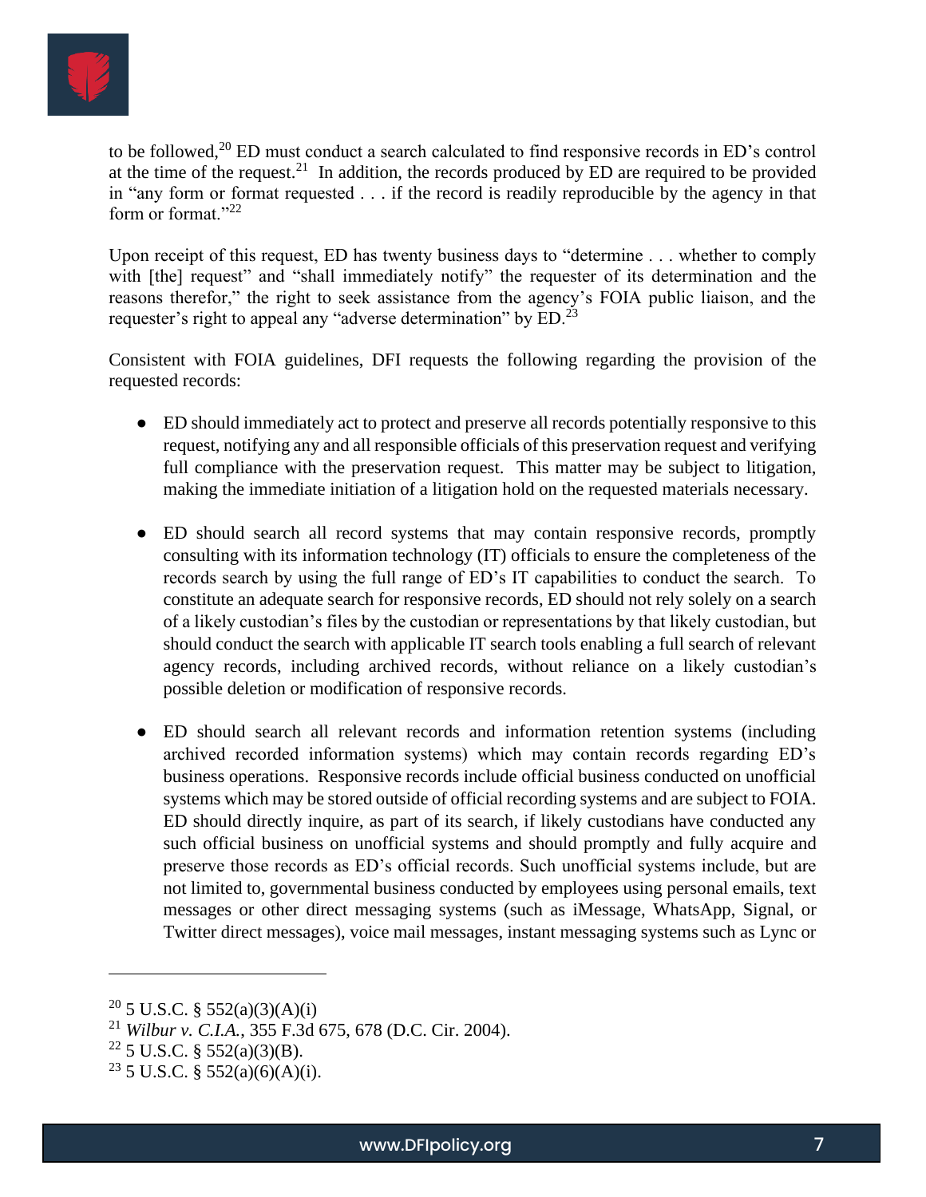to be followed,[20] ED must conduct a search calculated to find responsive records in ED's control at the time of the request.[21] In addition, the records produced by ED are required to be provided in "any form or format requested . . . if the record is readily reproducible by the agency in that form or format."[22]

Upon receipt of this request, ED has twenty business days to "determine . . . whether to comply with [the] request" and "shall immediately notify" the requester of its determination and the reasons therefor," the right to seek assistance from the agency's FOIA public liaison, and the requester's right to appeal any "adverse determination" by ED.[23]

Consistent with FOIA guidelines, DFI requests the following regarding the provision of the requested records:

- ED should immediately act to protect and preserve all records potentially responsive to this request, notifying any and all responsible officials of this preservation request and verifying full compliance with the preservation request. This matter may be subject to litigation, making the immediate initiation of a litigation hold on the requested materials necessary.

- ED should search all record systems that may contain responsive records, promptly consulting with its information technology (IT) officials to ensure the completeness of the records search by using the full range of ED's IT capabilities to conduct the search. To constitute an adequate search for responsive records, ED should not rely solely on a search of a likely custodian's files by the custodian or representations by that likely custodian, but should conduct the search with applicable IT search tools enabling a full search of relevant agency records, including archived records, without reliance on a likely custodian's possible deletion or modification of responsive records.

- ED should search all relevant records and information retention systems (including archived recorded information systems) which may contain records regarding ED's business operations. Responsive records include official business conducted on unofficial systems which may be stored outside of official recording systems and are subject to FOIA. ED should directly inquire, as part of its search, if likely custodians have conducted any such official business on unofficial systems and should promptly and fully acquire and preserve those records as ED's official records. Such unofficial systems include, but are not limited to, governmental business conducted by employees using personal emails, text messages or other direct messaging systems (such as iMessage, WhatsApp, Signal, or Twitter direct messages), voice mail messages, instant messaging systems such as Lync or

---

[20] 5 U.S.C. § 552(a)(3)(A)(i)

[21] *Wilbur v. C.I.A.*, 355 F.3d 675, 678 (D.C. Cir. 2004).

[22] 5 U.S.C. § 552(a)(3)(B).

[23] 5 U.S.C. § 552(a)(6)(A)(i).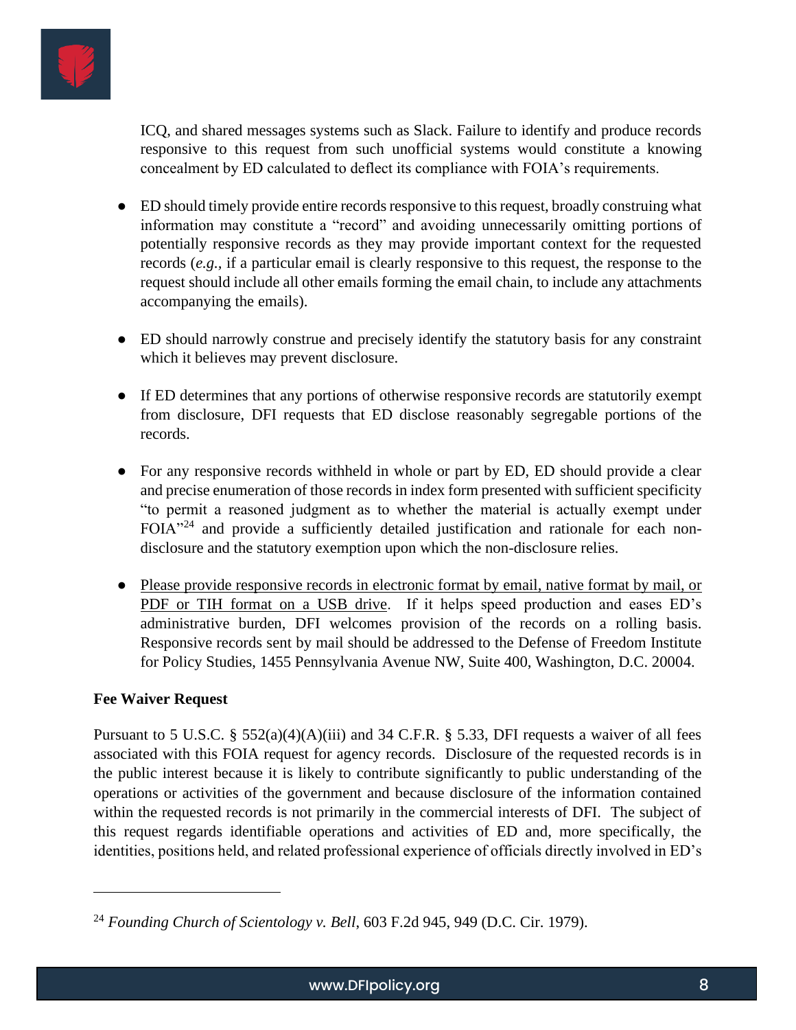ICQ, and shared messages systems such as Slack. Failure to identify and produce records responsive to this request from such unofficial systems would constitute a knowing concealment by ED calculated to deflect its compliance with FOIA's requirements.

- ED should timely provide entire records responsive to this request, broadly construing what information may constitute a "record" and avoiding unnecessarily omitting portions of potentially responsive records as they may provide important context for the requested records (*e.g.*, if a particular email is clearly responsive to this request, the response to the request should include all other emails forming the email chain, to include any attachments accompanying the emails).

- ED should narrowly construe and precisely identify the statutory basis for any constraint which it believes may prevent disclosure.

- If ED determines that any portions of otherwise responsive records are statutorily exempt from disclosure, DFI requests that ED disclose reasonably segregable portions of the records.

- For any responsive records withheld in whole or part by ED, ED should provide a clear and precise enumeration of those records in index form presented with sufficient specificity "to permit a reasoned judgment as to whether the material is actually exempt under FOIA"[24] and provide a sufficiently detailed justification and rationale for each non-disclosure and the statutory exemption upon which the non-disclosure relies.

- <u>Please provide responsive records in electronic format by email, native format by mail, or PDF or TIH format on a USB drive</u>. If it helps speed production and eases ED's administrative burden, DFI welcomes provision of the records on a rolling basis. Responsive records sent by mail should be addressed to the Defense of Freedom Institute for Policy Studies, 1455 Pennsylvania Avenue NW, Suite 400, Washington, D.C. 20004.

**Fee Waiver Request**

Pursuant to 5 U.S.C. § 552(a)(4)(A)(iii) and 34 C.F.R. § 5.33, DFI requests a waiver of all fees associated with this FOIA request for agency records. Disclosure of the requested records is in the public interest because it is likely to contribute significantly to public understanding of the operations or activities of the government and because disclosure of the information contained within the requested records is not primarily in the commercial interests of DFI. The subject of this request regards identifiable operations and activities of ED and, more specifically, the identities, positions held, and related professional experience of officials directly involved in ED's

---

[24] *Founding Church of Scientology v. Bell*, 603 F.2d 945, 949 (D.C. Cir. 1979).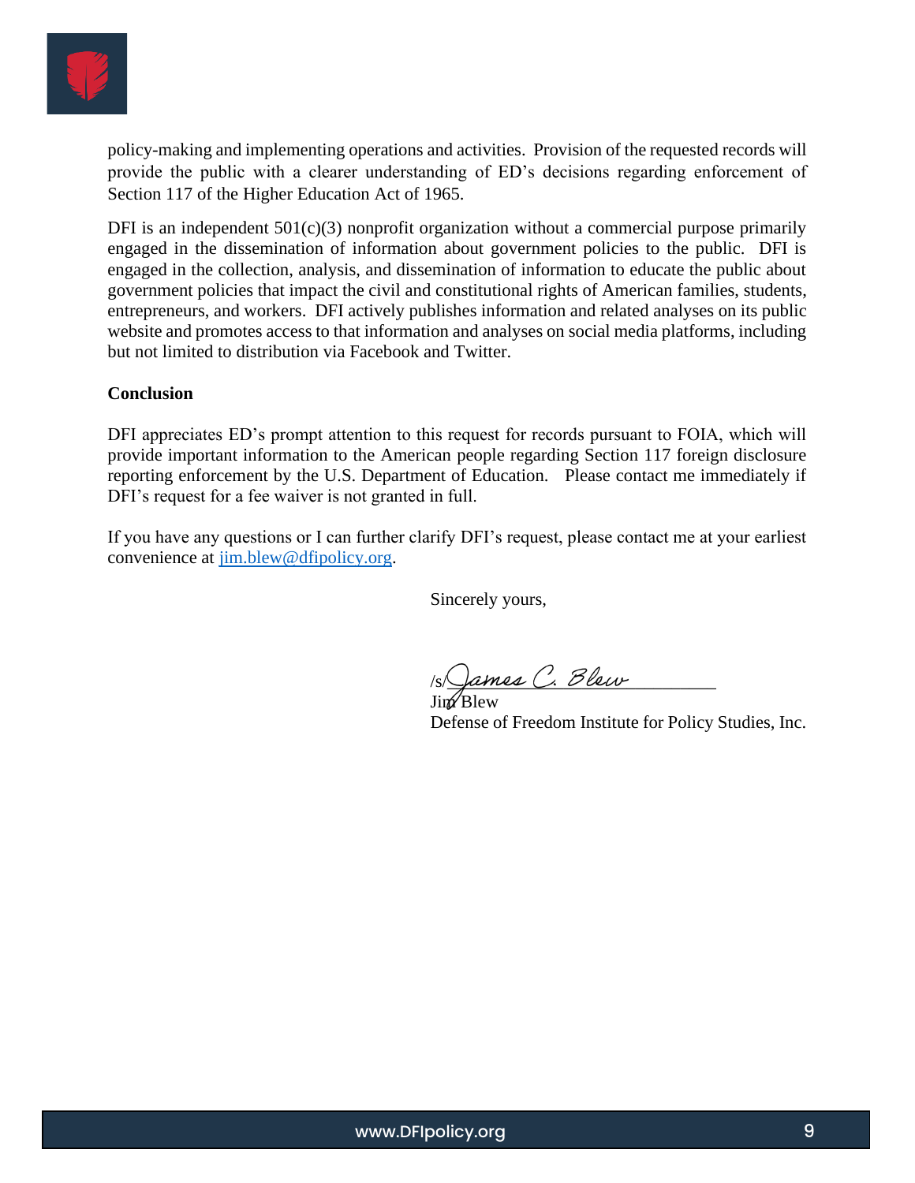policy-making and implementing operations and activities. Provision of the requested records will provide the public with a clearer understanding of ED's decisions regarding enforcement of Section 117 of the Higher Education Act of 1965.

DFI is an independent 501(c)(3) nonprofit organization without a commercial purpose primarily engaged in the dissemination of information about government policies to the public. DFI is engaged in the collection, analysis, and dissemination of information to educate the public about government policies that impact the civil and constitutional rights of American families, students, entrepreneurs, and workers. DFI actively publishes information and related analyses on its public website and promotes access to that information and analyses on social media platforms, including but not limited to distribution via Facebook and Twitter.

**Conclusion**

DFI appreciates ED's prompt attention to this request for records pursuant to FOIA, which will provide important information to the American people regarding Section 117 foreign disclosure reporting enforcement by the U.S. Department of Education. Please contact me immediately if DFI's request for a fee waiver is not granted in full.

If you have any questions or I can further clarify DFI's request, please contact me at your earliest convenience at jim.blew@dfipolicy.org.

Sincerely yours,

/s/James C. Blew

Jim Blew

Defense of Freedom Institute for Policy Studies, Inc.